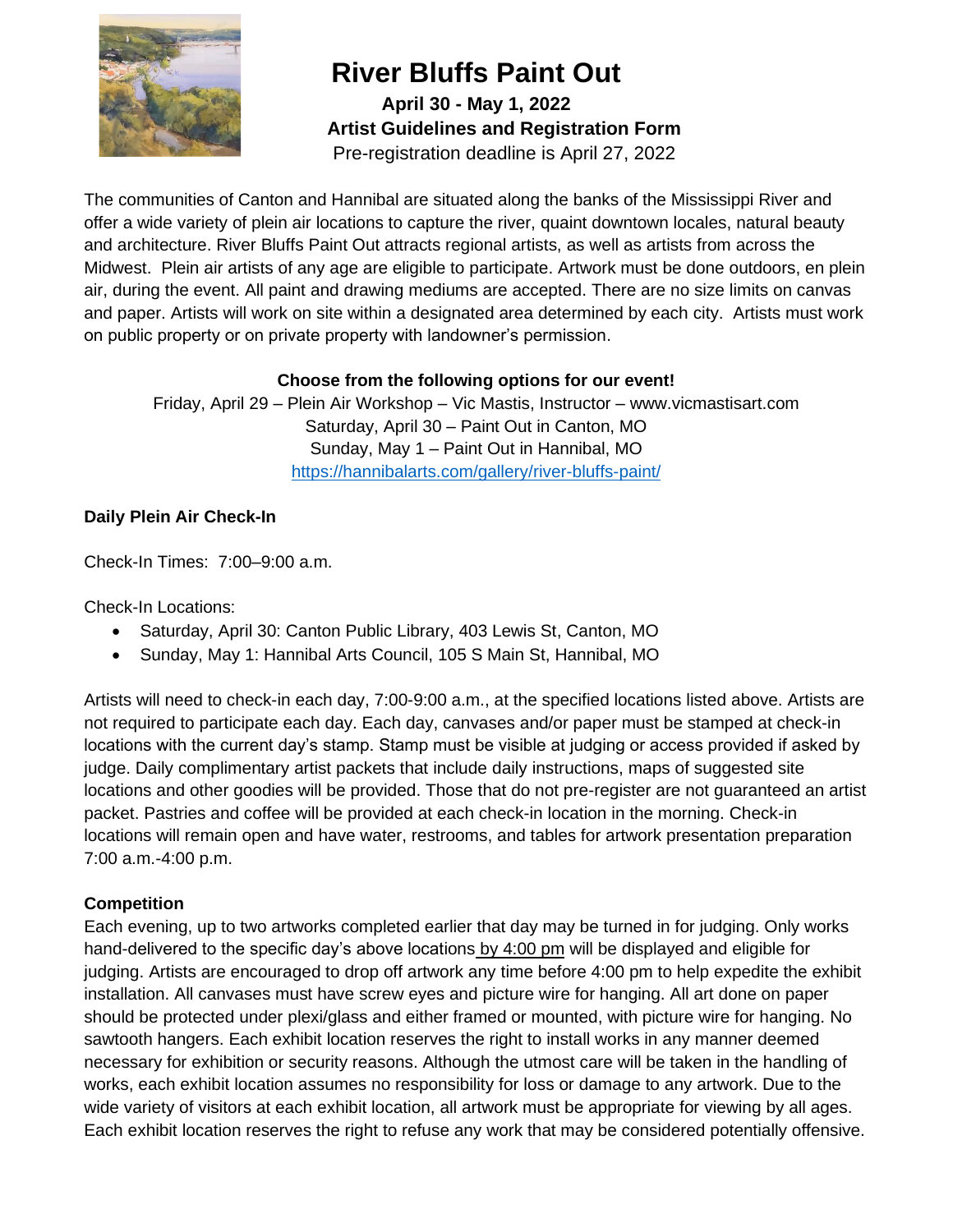# River Bluffs Paint Out

**April 30 - May 1, 2022**

**Artist Guidelines and Registration Form**

Pre-registration deadline is April 27, 2022

The communities of Canton and Hannibal are situated along the banks of the Mississippi River and offer a wide variety of plein air locations to capture the river, quaint downtown locales, natural beauty and architecture. River Bluffs Paint Out attracts regional artists, as well as artists from across the Midwest. Plein air artists of any age are eligible to participate. Artwork must be done outdoors, en plein air, during the event. All paint and drawing mediums are accepted. There are no size limits on canvas and paper. Artists will work on site within a designated area determined by each city. Artists must work on public property or on private property with landowner's permission.

**Choose from the following options for our event!**

Friday, April 29 – Plein Air Workshop – Vic Mastis, Instructor – www.vicmastisart.com
Saturday, April 30 – Paint Out in Canton, MO
Sunday, May 1 – Paint Out in Hannibal, MO
https://hannibalarts.com/gallery/river-bluffs-paint/

**Daily Plein Air Check-In**

Check-In Times: 7:00–9:00 a.m.

Check-In Locations:

- Saturday, April 30: Canton Public Library, 403 Lewis St, Canton, MO
- Sunday, May 1: Hannibal Arts Council, 105 S Main St, Hannibal, MO

Artists will need to check-in each day, 7:00-9:00 a.m., at the specified locations listed above. Artists are not required to participate each day. Each day, canvases and/or paper must be stamped at check-in locations with the current day's stamp. Stamp must be visible at judging or access provided if asked by judge. Daily complimentary artist packets that include daily instructions, maps of suggested site locations and other goodies will be provided. Those that do not pre-register are not guaranteed an artist packet. Pastries and coffee will be provided at each check-in location in the morning. Check-in locations will remain open and have water, restrooms, and tables for artwork presentation preparation 7:00 a.m.-4:00 p.m.

**Competition**

Each evening, up to two artworks completed earlier that day may be turned in for judging. Only works hand-delivered to the specific day's above locations by 4:00 pm will be displayed and eligible for judging. Artists are encouraged to drop off artwork any time before 4:00 pm to help expedite the exhibit installation. All canvases must have screw eyes and picture wire for hanging. All art done on paper should be protected under plexi/glass and either framed or mounted, with picture wire for hanging. No sawtooth hangers. Each exhibit location reserves the right to install works in any manner deemed necessary for exhibition or security reasons. Although the utmost care will be taken in the handling of works, each exhibit location assumes no responsibility for loss or damage to any artwork. Due to the wide variety of visitors at each exhibit location, all artwork must be appropriate for viewing by all ages. Each exhibit location reserves the right to refuse any work that may be considered potentially offensive.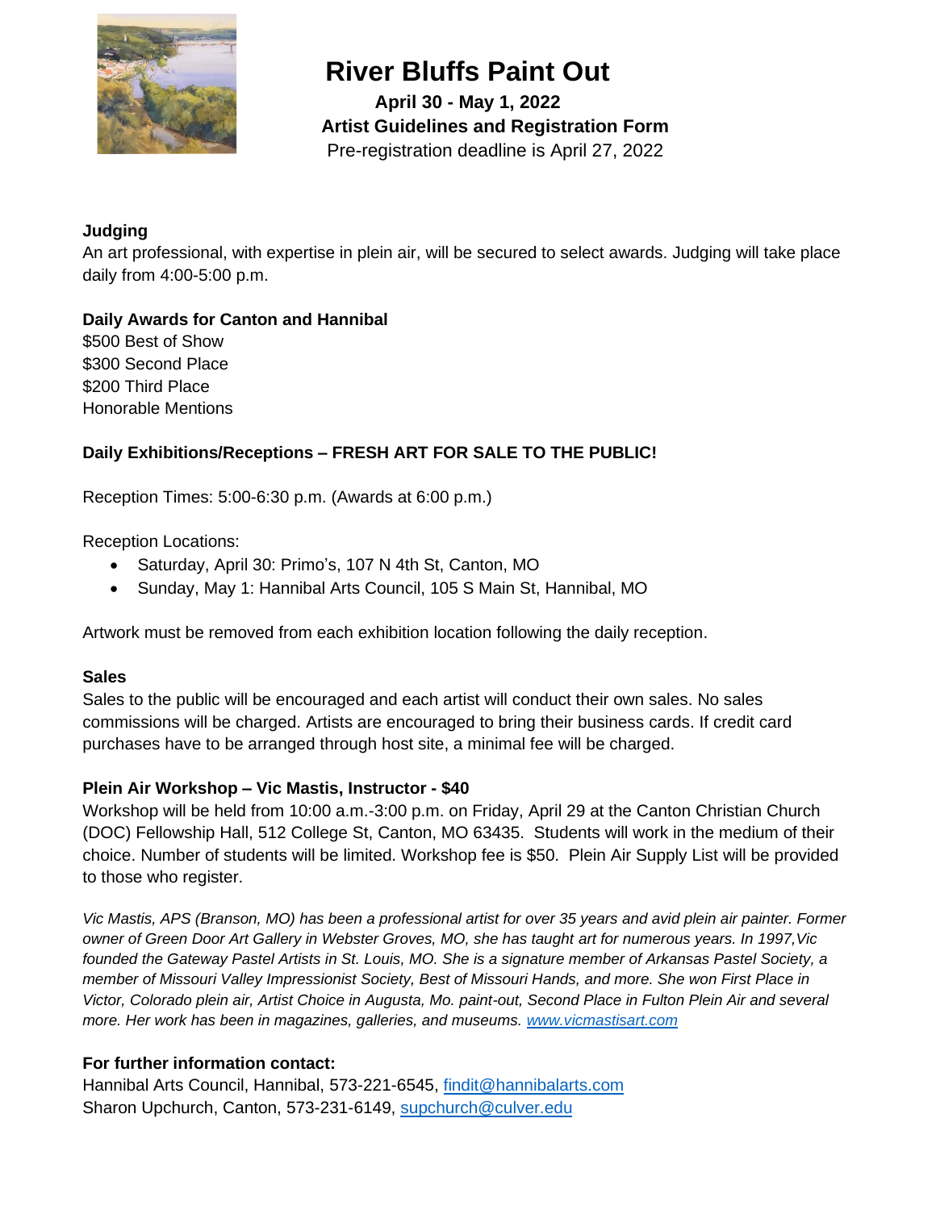# River Bluffs Paint Out

**April 30 - May 1, 2022**

**Artist Guidelines and Registration Form**

Pre-registration deadline is April 27, 2022

**Judging**

An art professional, with expertise in plein air, will be secured to select awards. Judging will take place daily from 4:00-5:00 p.m.

**Daily Awards for Canton and Hannibal**

$500 Best of Show
$300 Second Place
$200 Third Place
Honorable Mentions

**Daily Exhibitions/Receptions – FRESH ART FOR SALE TO THE PUBLIC!**

Reception Times: 5:00-6:30 p.m. (Awards at 6:00 p.m.)

Reception Locations:

- Saturday, April 30: Primo's, 107 N 4th St, Canton, MO
- Sunday, May 1: Hannibal Arts Council, 105 S Main St, Hannibal, MO

Artwork must be removed from each exhibition location following the daily reception.

**Sales**

Sales to the public will be encouraged and each artist will conduct their own sales. No sales commissions will be charged. Artists are encouraged to bring their business cards. If credit card purchases have to be arranged through host site, a minimal fee will be charged.

**Plein Air Workshop – Vic Mastis, Instructor - $40**

Workshop will be held from 10:00 a.m.-3:00 p.m. on Friday, April 29 at the Canton Christian Church (DOC) Fellowship Hall, 512 College St, Canton, MO 63435. Students will work in the medium of their choice. Number of students will be limited. Workshop fee is $50. Plein Air Supply List will be provided to those who register.

*Vic Mastis, APS (Branson, MO) has been a professional artist for over 35 years and avid plein air painter. Former owner of Green Door Art Gallery in Webster Groves, MO, she has taught art for numerous years. In 1997,Vic founded the Gateway Pastel Artists in St. Louis, MO. She is a signature member of Arkansas Pastel Society, a member of Missouri Valley Impressionist Society, Best of Missouri Hands, and more. She won First Place in Victor, Colorado plein air, Artist Choice in Augusta, Mo. paint-out, Second Place in Fulton Plein Air and several more. Her work has been in magazines, galleries, and museums. [www.vicmastisart.com](www.vicmastisart.com)*

**For further information contact:**

Hannibal Arts Council, Hannibal, 573-221-6545, [findit@hannibalarts.com](mailto:findit@hannibalarts.com)
Sharon Upchurch, Canton, 573-231-6149, [supchurch@culver.edu](mailto:supchurch@culver.edu)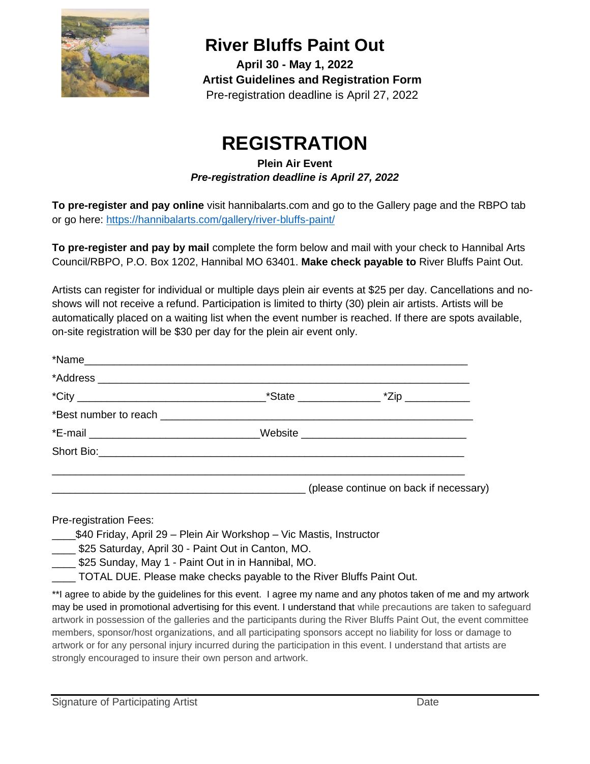# River Bluffs Paint Out

**April 30 - May 1, 2022**

**Artist Guidelines and Registration Form**

Pre-registration deadline is April 27, 2022

## REGISTRATION

**Plein Air Event**

***Pre-registration deadline is April 27, 2022***

**To pre-register and pay online** visit hannibalarts.com and go to the Gallery page and the RBPO tab or go here: https://hannibalarts.com/gallery/river-bluffs-paint/

**To pre-register and pay by mail** complete the form below and mail with your check to Hannibal Arts Council/RBPO, P.O. Box 1202, Hannibal MO 63401. **Make check payable to** River Bluffs Paint Out.

Artists can register for individual or multiple days plein air events at $25 per day. Cancellations and no-shows will not receive a refund. Participation is limited to thirty (30) plein air artists. Artists will be automatically placed on a waiting list when the event number is reached. If there are spots available, on-site registration will be $30 per day for the plein air event only.

*Name_______________________________________________________________

*Address ____________________________________________________________

*City _______________________________*State ______________ *Zip ___________

*Best number to reach _________________________________________________

*E-mail ____________________________Website ___________________________

Short Bio:__________________________________________________________

___________________________________________________________________

___________________________________________ (please continue on back if necessary)

Pre-registration Fees:

____$40 Friday, April 29 – Plein Air Workshop – Vic Mastis, Instructor

____ $25 Saturday, April 30 - Paint Out in Canton, MO.

____ $25 Sunday, May 1 - Paint Out in in Hannibal, MO.

____ TOTAL DUE. Please make checks payable to the River Bluffs Paint Out.

**I agree to abide by the guidelines for this event. I agree my name and any photos taken of me and my artwork may be used in promotional advertising for this event. I understand that while precautions are taken to safeguard artwork in possession of the galleries and the participants during the River Bluffs Paint Out, the event committee members, sponsor/host organizations, and all participating sponsors accept no liability for loss or damage to artwork or for any personal injury incurred during the participation in this event. I understand that artists are strongly encouraged to insure their own person and artwork.

Signature of Participating Artist Date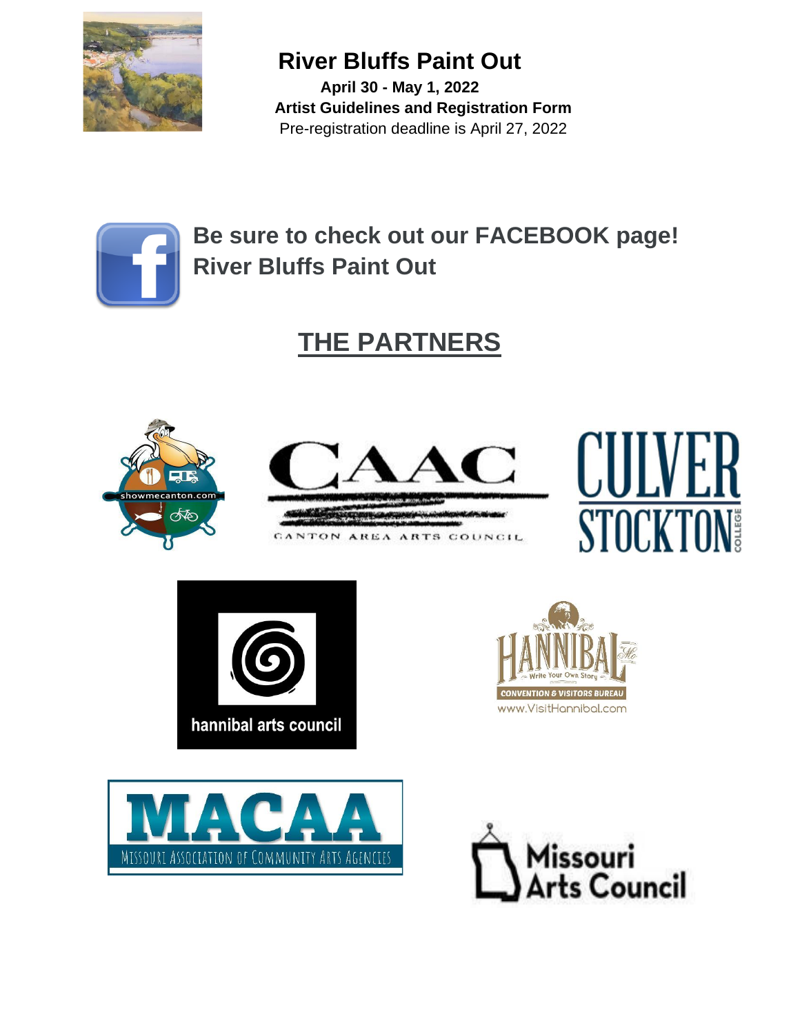# River Bluffs Paint Out

**April 30 - May 1, 2022**

**Artist Guidelines and Registration Form**

Pre-registration deadline is April 27, 2022

**Be sure to check out our FACEBOOK page!**
**River Bluffs Paint Out**

## THE PARTNERS